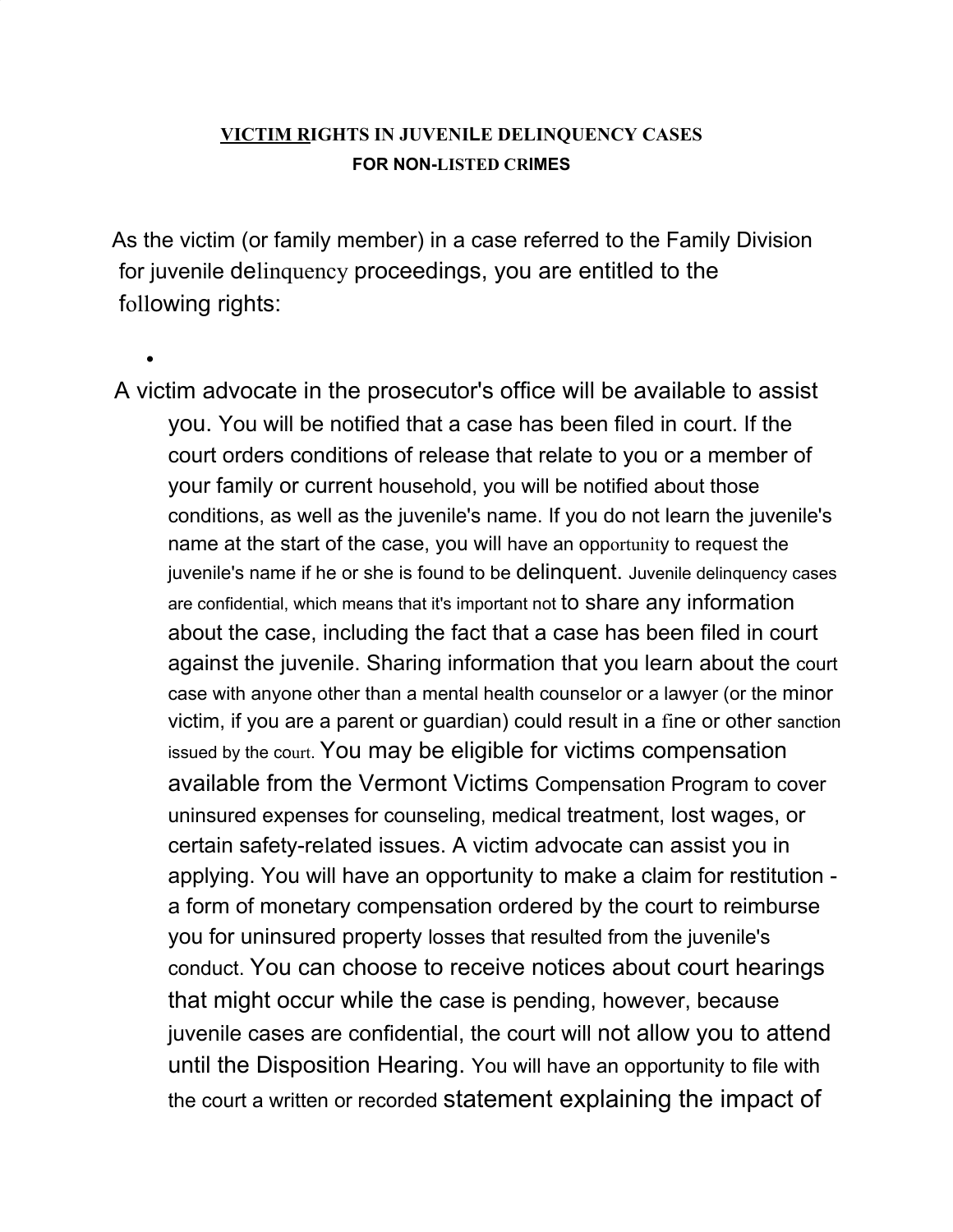# VICTIM RIGHTS IN JUVENILE DELINQUENCY CASES

## FOR NON-LISTED CRIMES

As the victim (or family member) in a case referred to the Family Division for juvenile delinquency proceedings, you are entitled to the following rights:

- A victim advocate in the prosecutor's office will be available to assist you. You will be notified that a case has been filed in court. If the court orders conditions of release that relate to you or a member of your family or current household, you will be notified about those conditions, as well as the juvenile's name. If you do not learn the juvenile's name at the start of the case, you will have an opportunity to request the juvenile's name if he or she is found to be delinquent. Juvenile delinquency cases are confidential, which means that it's important not to share any information about the case, including the fact that a case has been filed in court against the juvenile. Sharing information that you learn about the court case with anyone other than a mental health counselor or a lawyer (or the minor victim, if you are a parent or guardian) could result in a fine or other sanction issued by the court. You may be eligible for victims compensation available from the Vermont Victims Compensation Program to cover uninsured expenses for counseling, medical treatment, lost wages, or certain safety-related issues. A victim advocate can assist you in applying. You will have an opportunity to make a claim for restitution - a form of monetary compensation ordered by the court to reimburse you for uninsured property losses that resulted from the juvenile's conduct. You can choose to receive notices about court hearings that might occur while the case is pending, however, because juvenile cases are confidential, the court will not allow you to attend until the Disposition Hearing. You will have an opportunity to file with the court a written or recorded statement explaining the impact of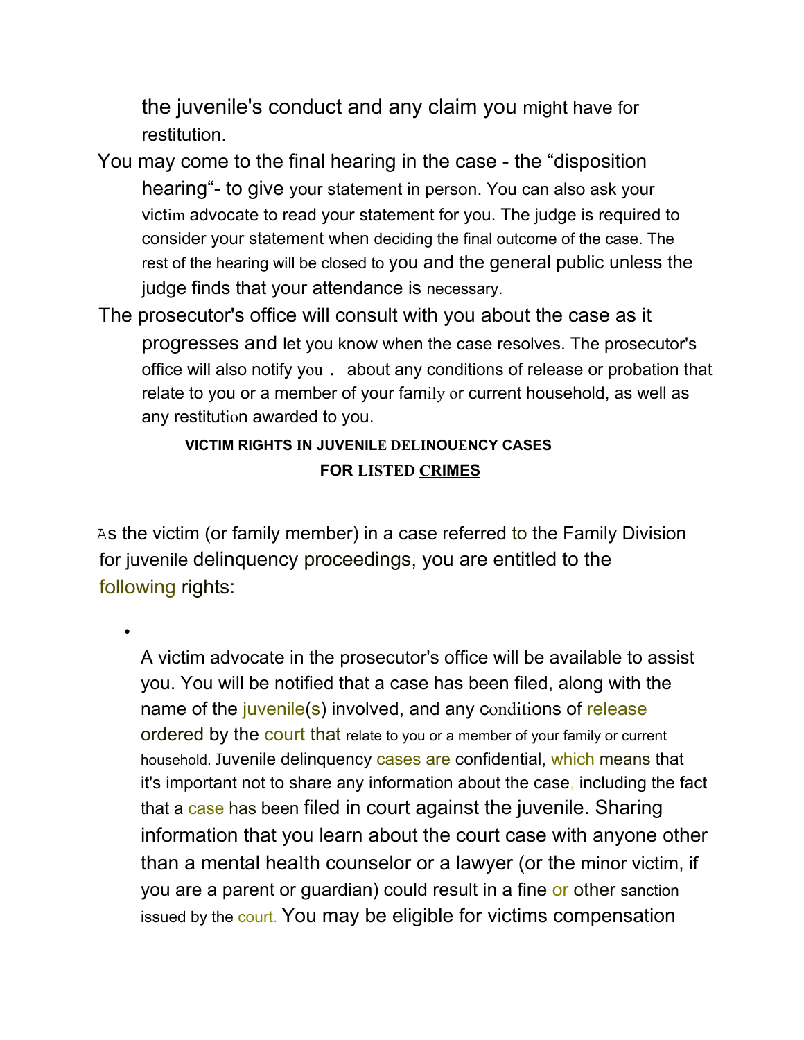the juvenile's conduct and any claim you might have for restitution.

- You may come to the final hearing in the case - the “disposition hearing“- to give your statement in person. You can also ask your victim advocate to read your statement for you. The judge is required to consider your statement when deciding the final outcome of the case. The rest of the hearing will be closed to you and the general public unless the judge finds that your attendance is necessary.
- The prosecutor's office will consult with you about the case as it progresses and let you know when the case resolves. The prosecutor's office will also notify you . about any conditions of release or probation that relate to you or a member of your family or current household, as well as any restitution awarded to you.

## VICTIM RIGHTS IN JUVENILE DELINOUENCY CASES FOR LISTED CRIMES

As the victim (or family member) in a case referred to the Family Division for juvenile delinquency proceedings, you are entitled to the following rights:

- A victim advocate in the prosecutor's office will be available to assist you. You will be notified that a case has been filed, along with the name of the juvenile(s) involved, and any conditions of release ordered by the court that relate to you or a member of your family or current household. Juvenile delinquency cases are confidential, which means that it's important not to share any information about the case, including the fact that a case has been filed in court against the juvenile. Sharing information that you learn about the court case with anyone other than a mental health counselor or a lawyer (or the minor victim, if you are a parent or guardian) could result in a fine or other sanction issued by the court. You may be eligible for victims compensation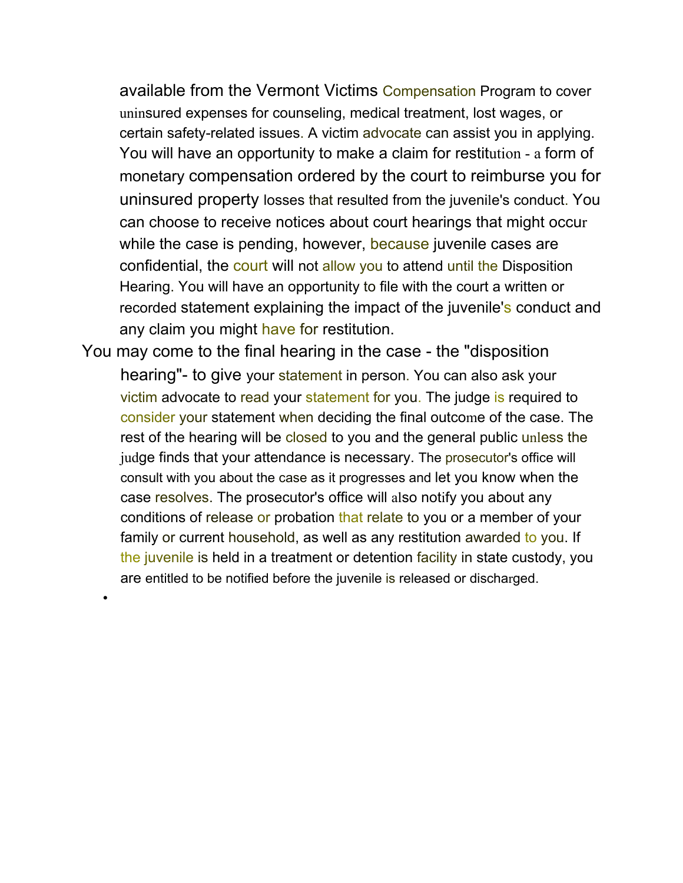available from the Vermont Victims Compensation Program to cover uninsured expenses for counseling, medical treatment, lost wages, or certain safety-related issues. A victim advocate can assist you in applying. You will have an opportunity to make a claim for restitution - a form of monetary compensation ordered by the court to reimburse you for uninsured property losses that resulted from the juvenile's conduct. You can choose to receive notices about court hearings that might occur while the case is pending, however, because juvenile cases are confidential, the court will not allow you to attend until the Disposition Hearing. You will have an opportunity to file with the court a written or recorded statement explaining the impact of the juvenile's conduct and any claim you might have for restitution.

You may come to the final hearing in the case - the "disposition hearing"- to give your statement in person. You can also ask your victim advocate to read your statement for you. The judge is required to consider your statement when deciding the final outcome of the case. The rest of the hearing will be closed to you and the general public unless the judge finds that your attendance is necessary. The prosecutor's office will consult with you about the case as it progresses and let you know when the case resolves. The prosecutor's office will also notify you about any conditions of release or probation that relate to you or a member of your family or current household, as well as any restitution awarded to you. If the juvenile is held in a treatment or detention facility in state custody, you are entitled to be notified before the juvenile is released or discharged.

-